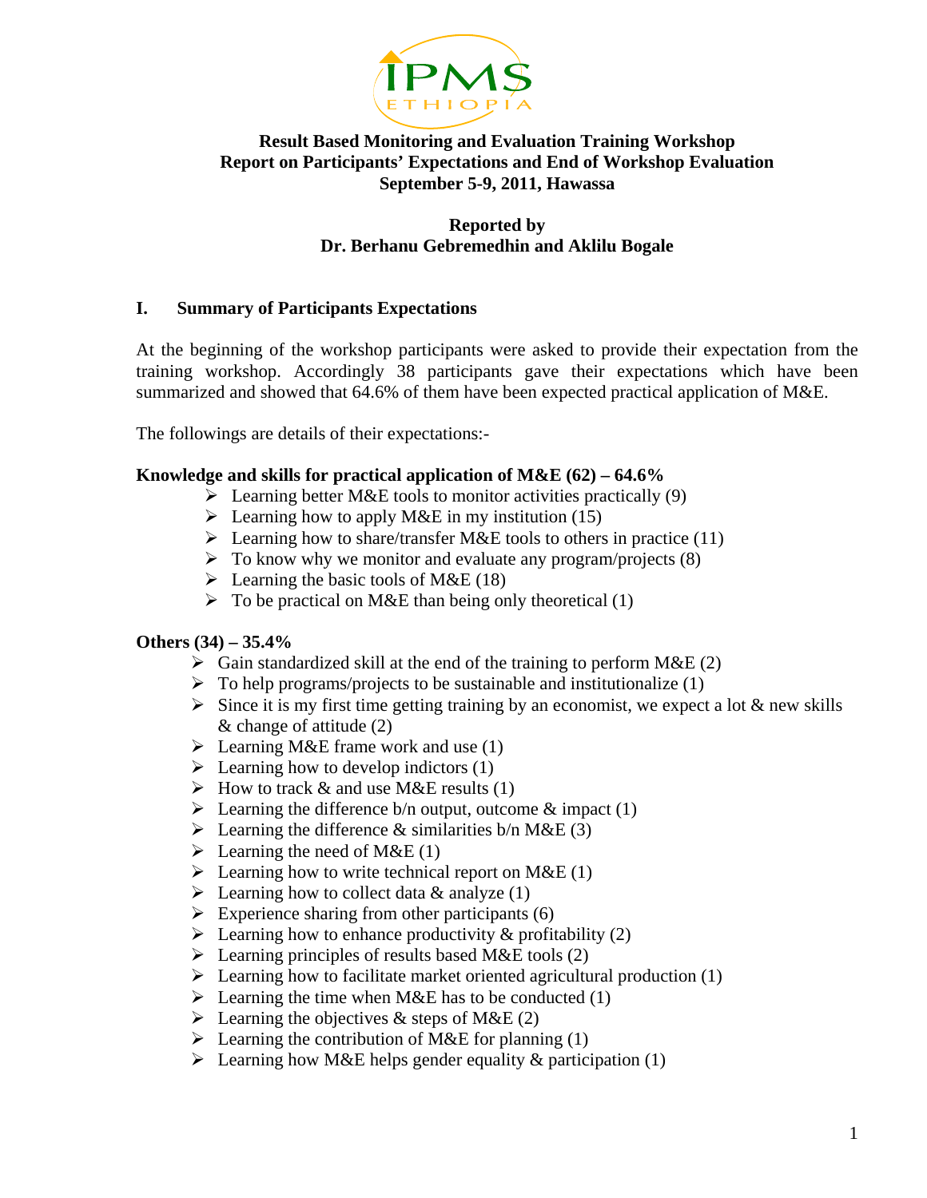**Result Based Monitoring and Evaluation Training Workshop**
**Report on Participants' Expectations and End of Workshop Evaluation**
**September 5-9, 2011, Hawassa**

**Reported by**
**Dr. Berhanu Gebremedhin and Aklilu Bogale**

## I. Summary of Participants Expectations

At the beginning of the workshop participants were asked to provide their expectation from the training workshop. Accordingly 38 participants gave their expectations which have been summarized and showed that 64.6% of them have been expected practical application of M&E.

The followings are details of their expectations:-

**Knowledge and skills for practical application of M&E (62) – 64.6%**

- Learning better M&E tools to monitor activities practically (9)
- Learning how to apply M&E in my institution (15)
- Learning how to share/transfer M&E tools to others in practice (11)
- To know why we monitor and evaluate any program/projects (8)
- Learning the basic tools of M&E (18)
- To be practical on M&E than being only theoretical (1)

**Others (34) – 35.4%**

- Gain standardized skill at the end of the training to perform M&E (2)
- To help programs/projects to be sustainable and institutionalize (1)
- Since it is my first time getting training by an economist, we expect a lot & new skills & change of attitude (2)
- Learning M&E frame work and use (1)
- Learning how to develop indictors (1)
- How to track & and use M&E results (1)
- Learning the difference b/n output, outcome & impact (1)
- Learning the difference & similarities b/n M&E (3)
- Learning the need of M&E (1)
- Learning how to write technical report on M&E (1)
- Learning how to collect data & analyze (1)
- Experience sharing from other participants (6)
- Learning how to enhance productivity & profitability (2)
- Learning principles of results based M&E tools (2)
- Learning how to facilitate market oriented agricultural production (1)
- Learning the time when M&E has to be conducted (1)
- Learning the objectives & steps of M&E (2)
- Learning the contribution of M&E for planning (1)
- Learning how M&E helps gender equality & participation (1)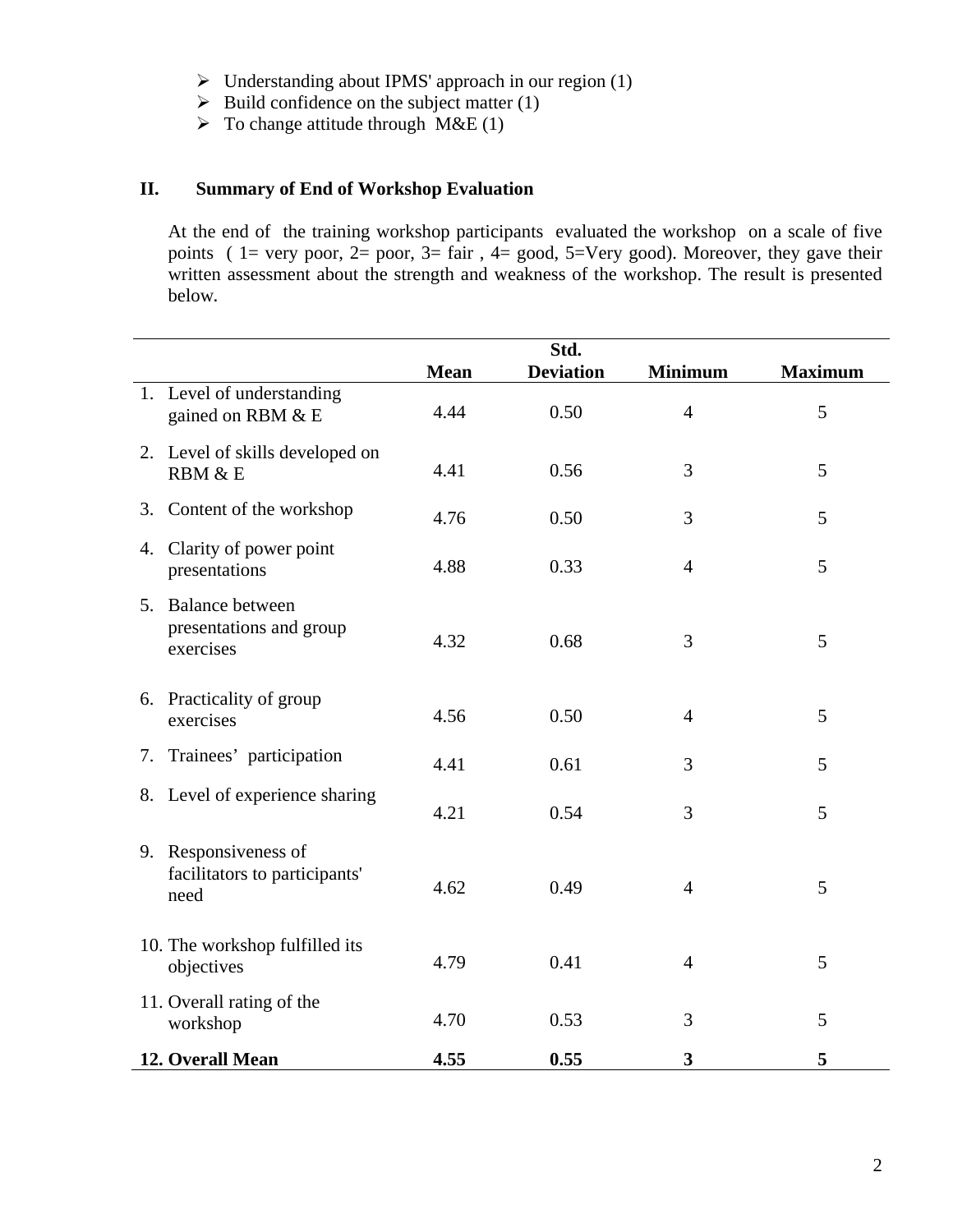- Understanding about IPMS' approach in our region (1)
- Build confidence on the subject matter (1)
- To change attitude through M&E (1)

## II. Summary of End of Workshop Evaluation

At the end of the training workshop participants evaluated the workshop on a scale of five points ( 1= very poor, 2= poor, 3= fair , 4= good, 5=Very good). Moreover, they gave their written assessment about the strength and weakness of the workshop. The result is presented below.

| | Mean | Std. Deviation | Minimum | Maximum |
|---|---|---|---|---|
| 1. Level of understanding gained on RBM & E | 4.44 | 0.50 | 4 | 5 |
| 2. Level of skills developed on RBM & E | 4.41 | 0.56 | 3 | 5 |
| 3. Content of the workshop | 4.76 | 0.50 | 3 | 5 |
| 4. Clarity of power point presentations | 4.88 | 0.33 | 4 | 5 |
| 5. Balance between presentations and group exercises | 4.32 | 0.68 | 3 | 5 |
| 6. Practicality of group exercises | 4.56 | 0.50 | 4 | 5 |
| 7. Trainees' participation | 4.41 | 0.61 | 3 | 5 |
| 8. Level of experience sharing | 4.21 | 0.54 | 3 | 5 |
| 9. Responsiveness of facilitators to participants' need | 4.62 | 0.49 | 4 | 5 |
| 10. The workshop fulfilled its objectives | 4.79 | 0.41 | 4 | 5 |
| 11. Overall rating of the workshop | 4.70 | 0.53 | 3 | 5 |
| **12. Overall Mean** | **4.55** | **0.55** | **3** | **5** |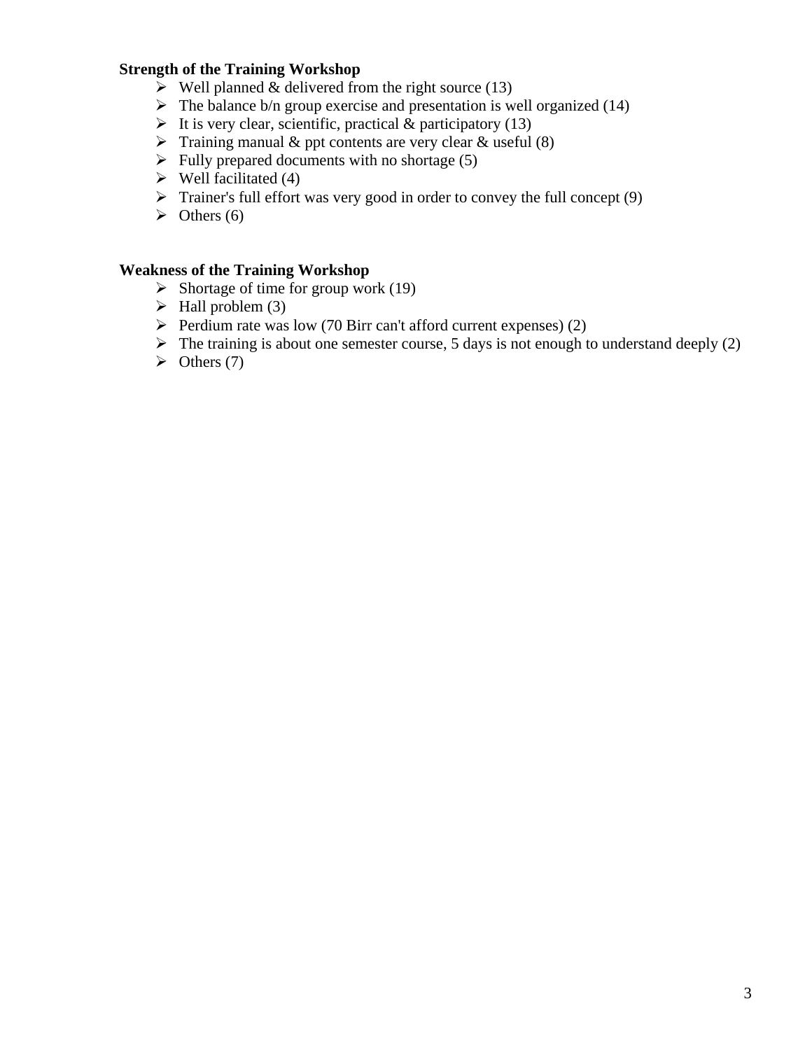**Strength of the Training Workshop**

- Well planned & delivered from the right source (13)
- The balance b/n group exercise and presentation is well organized (14)
- It is very clear, scientific, practical & participatory (13)
- Training manual & ppt contents are very clear & useful (8)
- Fully prepared documents with no shortage (5)
- Well facilitated (4)
- Trainer's full effort was very good in order to convey the full concept (9)
- Others (6)

**Weakness of the Training Workshop**

- Shortage of time for group work (19)
- Hall problem (3)
- Perdium rate was low (70 Birr can't afford current expenses) (2)
- The training is about one semester course, 5 days is not enough to understand deeply (2)
- Others (7)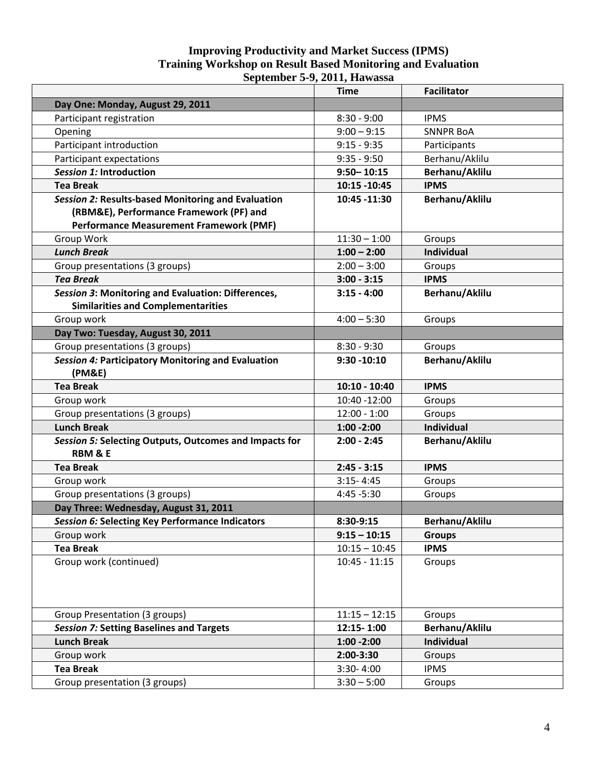# Improving Productivity and Market Success (IPMS)
## Training Workshop on Result Based Monitoring and Evaluation
### September 5-9, 2011, Hawassa

| | Time | Facilitator |
|---|---|---|
| **Day One: Monday, August 29, 2011** | | |
| Participant registration | 8:30 - 9:00 | IPMS |
| Opening | 9:00 – 9:15 | SNNPR BoA |
| Participant introduction | 9:15 - 9:35 | Participants |
| Participant expectations | 9:35 - 9:50 | Berhanu/Aklilu |
| ***Session 1:* Introduction** | **9:50– 10:15** | **Berhanu/Aklilu** |
| **Tea Break** | **10:15 -10:45** | **IPMS** |
| ***Session 2:* Results-based Monitoring and Evaluation (RBM&E), Performance Framework (PF) and Performance Measurement Framework (PMF)** | **10:45 -11:30** | **Berhanu/Aklilu** |
| Group Work | 11:30 – 1:00 | Groups |
| ***Lunch Break*** | **1:00 – 2:00** | **Individual** |
| Group presentations (3 groups) | 2:00 – 3:00 | Groups |
| ***Tea Break*** | **3:00 - 3:15** | **IPMS** |
| ***Session 3*: Monitoring and Evaluation: Differences, Similarities and Complementarities** | **3:15 - 4:00** | **Berhanu/Aklilu** |
| Group work | 4:00 – 5:30 | Groups |
| **Day Two: Tuesday, August 30, 2011** | | |
| Group presentations (3 groups) | 8:30 - 9:30 | Groups |
| ***Session 4:* Participatory Monitoring and Evaluation (PM&E)** | **9:30 -10:10** | **Berhanu/Aklilu** |
| **Tea Break** | **10:10 - 10:40** | **IPMS** |
| Group work | 10:40 -12:00 | Groups |
| Group presentations (3 groups) | 12:00 - 1:00 | Groups |
| **Lunch Break** | **1:00 -2:00** | **Individual** |
| ***Session 5:* Selecting Outputs, Outcomes and Impacts for RBM & E** | **2:00 - 2:45** | **Berhanu/Aklilu** |
| **Tea Break** | **2:45 - 3:15** | **IPMS** |
| Group work | 3:15- 4:45 | Groups |
| Group presentations (3 groups) | 4:45 -5:30 | Groups |
| **Day Three: Wednesday, August 31, 2011** | | |
| ***Session 6:* Selecting Key Performance Indicators** | **8:30-9:15** | **Berhanu/Aklilu** |
| Group work | **9:15 – 10:15** | **Groups** |
| **Tea Break** | 10:15 – 10:45 | **IPMS** |
| Group work (continued) | 10:45 - 11:15 | Groups |
| Group Presentation (3 groups) | 11:15 – 12:15 | Groups |
| ***Session 7:* Setting Baselines and Targets** | **12:15- 1:00** | **Berhanu/Aklilu** |
| **Lunch Break** | **1:00 -2:00** | **Individual** |
| Group work | **2:00-3:30** | Groups |
| **Tea Break** | 3:30- 4:00 | IPMS |
| Group presentation (3 groups) | 3:30 – 5:00 | Groups |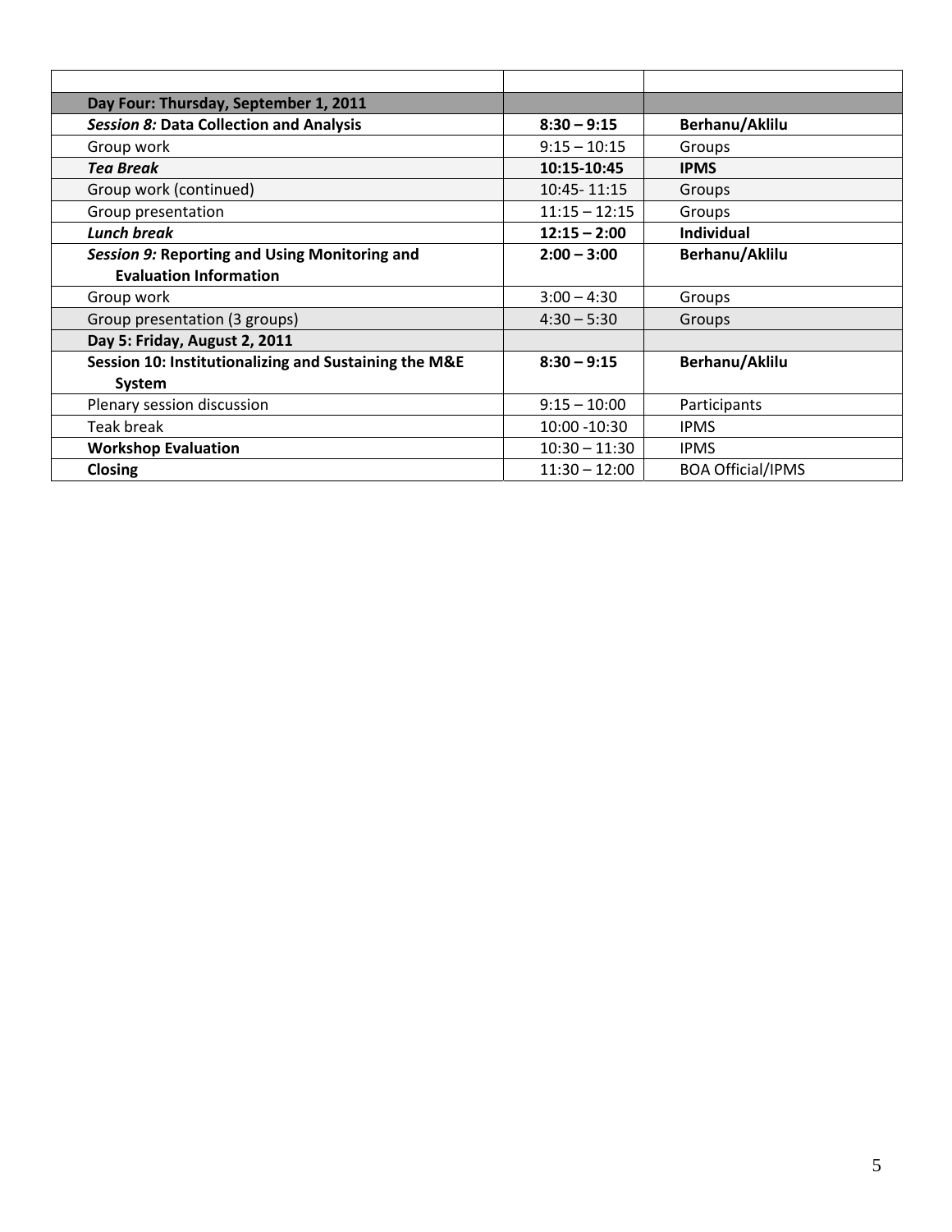| | | |
|---|---|---|
| **Day Four: Thursday, September 1, 2011** | | |
| ***Session 8:* Data Collection and Analysis** | **8:30 – 9:15** | **Berhanu/Aklilu** |
| Group work | 9:15 – 10:15 | Groups |
| ***Tea Break*** | **10:15-10:45** | **IPMS** |
| Group work (continued) | 10:45- 11:15 | Groups |
| Group presentation | 11:15 – 12:15 | Groups |
| ***Lunch break*** | **12:15 – 2:00** | **Individual** |
| ***Session 9:* Reporting and Using Monitoring and Evaluation Information** | **2:00 – 3:00** | **Berhanu/Aklilu** |
| Group work | 3:00 – 4:30 | Groups |
| Group presentation (3 groups) | 4:30 – 5:30 | Groups |
| **Day 5: Friday, August 2, 2011** | | |
| **Session 10: Institutionalizing and Sustaining the M&E System** | **8:30 – 9:15** | **Berhanu/Aklilu** |
| Plenary session discussion | 9:15 – 10:00 | Participants |
| Teak break | 10:00 -10:30 | IPMS |
| **Workshop Evaluation** | 10:30 – 11:30 | IPMS |
| **Closing** | 11:30 – 12:00 | BOA Official/IPMS |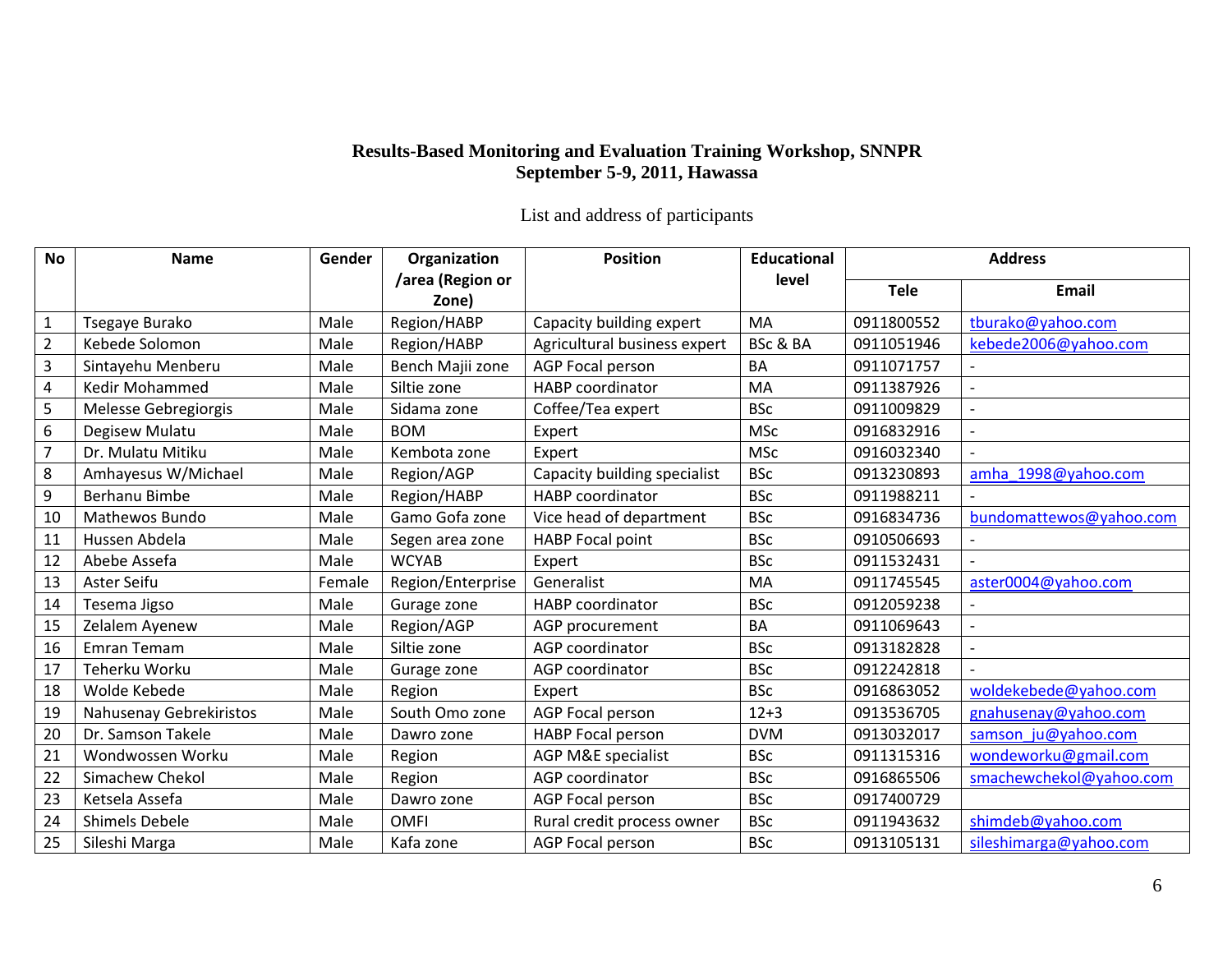**Results-Based Monitoring and Evaluation Training Workshop, SNNPR**
**September 5-9, 2011, Hawassa**

List and address of participants

| No | Name | Gender | Organization /area (Region or Zone) | Position | Educational level | Address | |
|---|---|---|---|---|---|---|---|
| | | | | | | Tele | Email |
| 1 | Tsegaye Burako | Male | Region/HABP | Capacity building expert | MA | 0911800552 | tburako@yahoo.com |
| 2 | Kebede Solomon | Male | Region/HABP | Agricultural business expert | BSc & BA | 0911051946 | kebede2006@yahoo.com |
| 3 | Sintayehu Menberu | Male | Bench Majii zone | AGP Focal person | BA | 0911071757 | - |
| 4 | Kedir Mohammed | Male | Siltie zone | HABP coordinator | MA | 0911387926 | - |
| 5 | Melesse Gebregiorgis | Male | Sidama zone | Coffee/Tea expert | BSc | 0911009829 | - |
| 6 | Degisew Mulatu | Male | BOM | Expert | MSc | 0916832916 | - |
| 7 | Dr. Mulatu Mitiku | Male | Kembota zone | Expert | MSc | 0916032340 | - |
| 8 | Amhayesus W/Michael | Male | Region/AGP | Capacity building specialist | BSc | 0913230893 | amha_1998@yahoo.com |
| 9 | Berhanu Bimbe | Male | Region/HABP | HABP coordinator | BSc | 0911988211 | - |
| 10 | Mathewos Bundo | Male | Gamo Gofa zone | Vice head of department | BSc | 0916834736 | bundomattewos@yahoo.com |
| 11 | Hussen Abdela | Male | Segen area zone | HABP Focal point | BSc | 0910506693 | - |
| 12 | Abebe Assefa | Male | WCYAB | Expert | BSc | 0911532431 | - |
| 13 | Aster Seifu | Female | Region/Enterprise | Generalist | MA | 0911745545 | aster0004@yahoo.com |
| 14 | Tesema Jigso | Male | Gurage zone | HABP coordinator | BSc | 0912059238 | - |
| 15 | Zelalem Ayenew | Male | Region/AGP | AGP procurement | BA | 0911069643 | - |
| 16 | Emran Temam | Male | Siltie zone | AGP coordinator | BSc | 0913182828 | - |
| 17 | Teherku Worku | Male | Gurage zone | AGP coordinator | BSc | 0912242818 | - |
| 18 | Wolde Kebede | Male | Region | Expert | BSc | 0916863052 | woldekebede@yahoo.com |
| 19 | Nahusenay Gebrekiristos | Male | South Omo zone | AGP Focal person | 12+3 | 0913536705 | gnahusenay@yahoo.com |
| 20 | Dr. Samson Takele | Male | Dawro zone | HABP Focal person | DVM | 0913032017 | samson_ju@yahoo.com |
| 21 | Wondwossen Worku | Male | Region | AGP M&E specialist | BSc | 0911315316 | wondeworku@gmail.com |
| 22 | Simachew Chekol | Male | Region | AGP coordinator | BSc | 0916865506 | smachewchekol@yahoo.com |
| 23 | Ketsela Assefa | Male | Dawro zone | AGP Focal person | BSc | 0917400729 | |
| 24 | Shimels Debele | Male | OMFI | Rural credit process owner | BSc | 0911943632 | shimdeb@yahoo.com |
| 25 | Sileshi Marga | Male | Kafa zone | AGP Focal person | BSc | 0913105131 | sileshimarga@yahoo.com |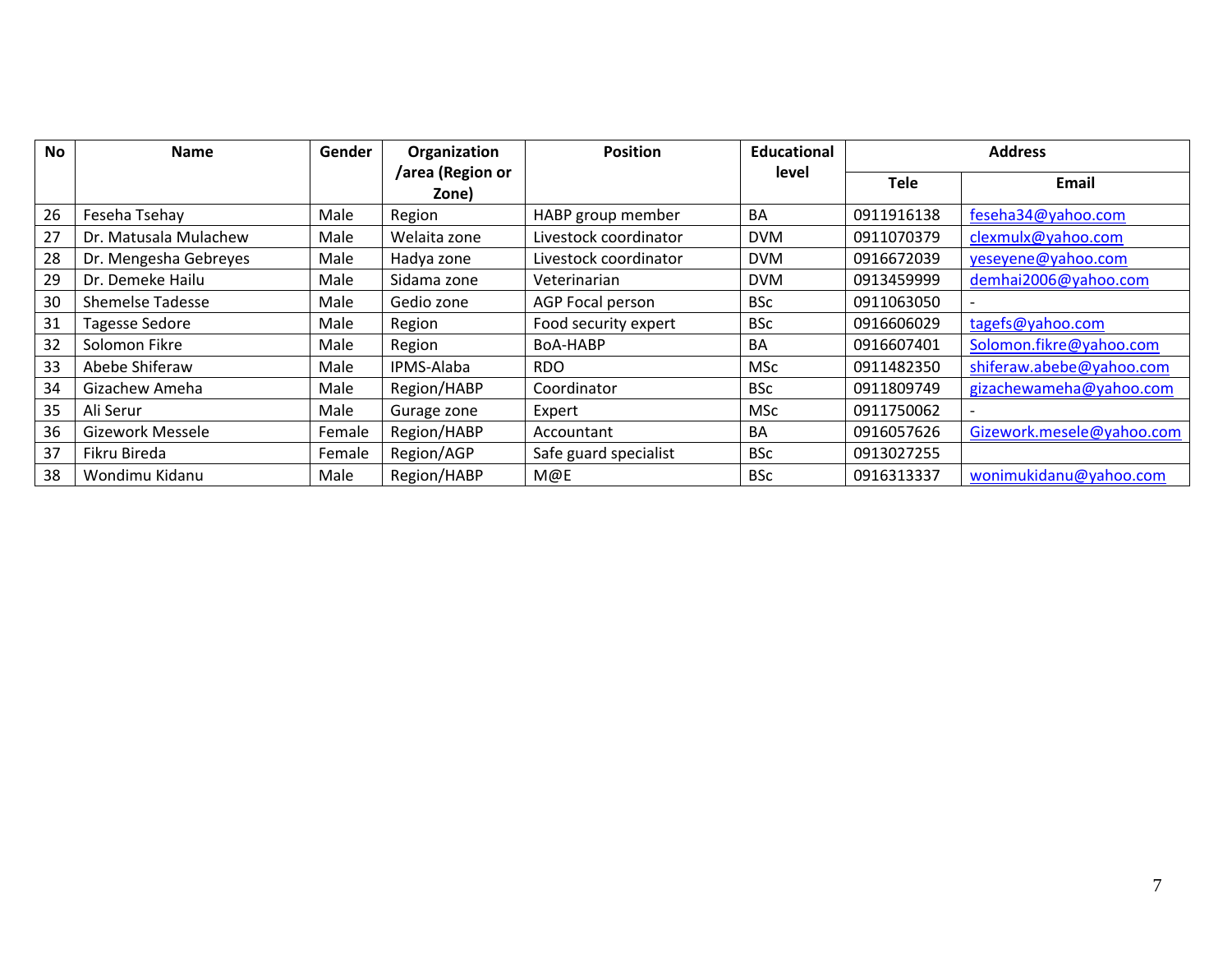| No | Name | Gender | Organization /area (Region or Zone) | Position | Educational level | Address | |
|---|---|---|---|---|---|---|---|
| | | | | | | Tele | Email |
| 26 | Feseha Tsehay | Male | Region | HABP group member | BA | 0911916138 | feseha34@yahoo.com |
| 27 | Dr. Matusala Mulachew | Male | Welaita zone | Livestock coordinator | DVM | 0911070379 | clexmulx@yahoo.com |
| 28 | Dr. Mengesha Gebreyes | Male | Hadya zone | Livestock coordinator | DVM | 0916672039 | yeseyene@yahoo.com |
| 29 | Dr. Demeke Hailu | Male | Sidama zone | Veterinarian | DVM | 0913459999 | demhai2006@yahoo.com |
| 30 | Shemelse Tadesse | Male | Gedio zone | AGP Focal person | BSc | 0911063050 | - |
| 31 | Tagesse Sedore | Male | Region | Food security expert | BSc | 0916606029 | tagefs@yahoo.com |
| 32 | Solomon Fikre | Male | Region | BoA-HABP | BA | 0916607401 | Solomon.fikre@yahoo.com |
| 33 | Abebe Shiferaw | Male | IPMS-Alaba | RDO | MSc | 0911482350 | shiferaw.abebe@yahoo.com |
| 34 | Gizachew Ameha | Male | Region/HABP | Coordinator | BSc | 0911809749 | gizachewameha@yahoo.com |
| 35 | Ali Serur | Male | Gurage zone | Expert | MSc | 0911750062 | - |
| 36 | Gizework Messele | Female | Region/HABP | Accountant | BA | 0916057626 | Gizework.mesele@yahoo.com |
| 37 | Fikru Bireda | Female | Region/AGP | Safe guard specialist | BSc | 0913027255 | |
| 38 | Wondimu Kidanu | Male | Region/HABP | M@E | BSc | 0916313337 | wonimukidanu@yahoo.com |